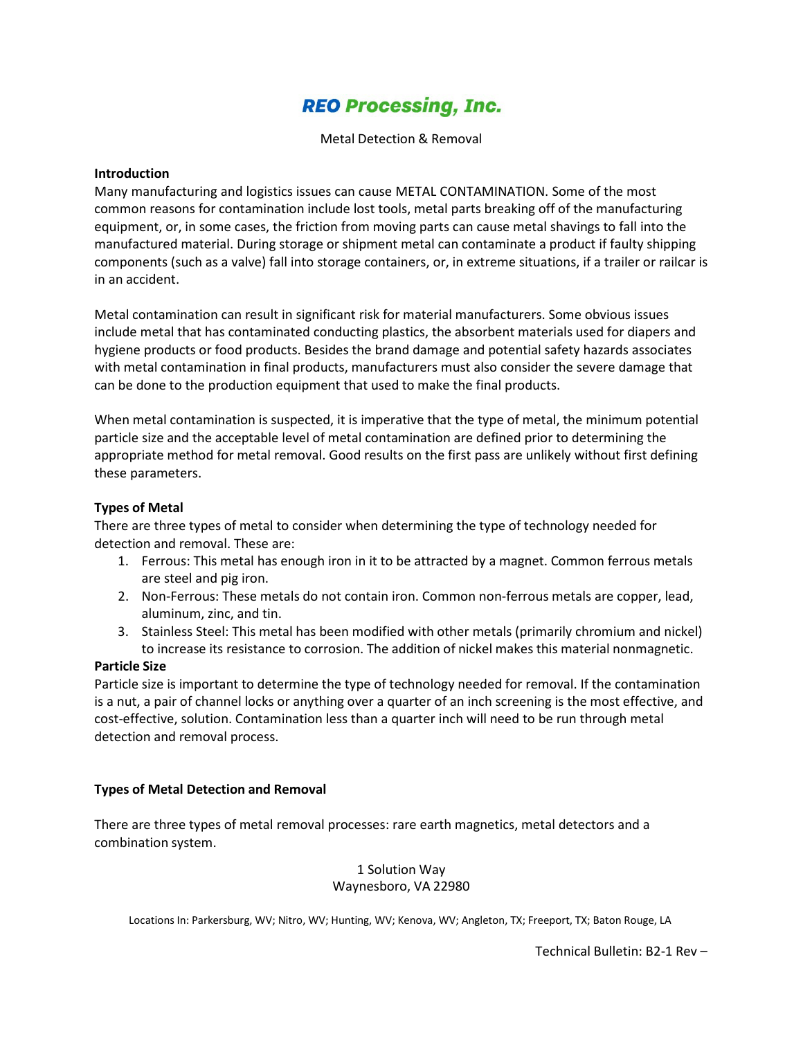# REO Processing, Inc.

Metal Detection & Removal

**Introduction**

Many manufacturing and logistics issues can cause METAL CONTAMINATION. Some of the most common reasons for contamination include lost tools, metal parts breaking off of the manufacturing equipment, or, in some cases, the friction from moving parts can cause metal shavings to fall into the manufactured material. During storage or shipment metal can contaminate a product if faulty shipping components (such as a valve) fall into storage containers, or, in extreme situations, if a trailer or railcar is in an accident.

Metal contamination can result in significant risk for material manufacturers. Some obvious issues include metal that has contaminated conducting plastics, the absorbent materials used for diapers and hygiene products or food products. Besides the brand damage and potential safety hazards associates with metal contamination in final products, manufacturers must also consider the severe damage that can be done to the production equipment that used to make the final products.

When metal contamination is suspected, it is imperative that the type of metal, the minimum potential particle size and the acceptable level of metal contamination are defined prior to determining the appropriate method for metal removal. Good results on the first pass are unlikely without first defining these parameters.

**Types of Metal**

There are three types of metal to consider when determining the type of technology needed for detection and removal. These are:

1. Ferrous: This metal has enough iron in it to be attracted by a magnet. Common ferrous metals are steel and pig iron.
2. Non-Ferrous: These metals do not contain iron. Common non-ferrous metals are copper, lead, aluminum, zinc, and tin.
3. Stainless Steel: This metal has been modified with other metals (primarily chromium and nickel) to increase its resistance to corrosion. The addition of nickel makes this material nonmagnetic.

**Particle Size**

Particle size is important to determine the type of technology needed for removal. If the contamination is a nut, a pair of channel locks or anything over a quarter of an inch screening is the most effective, and cost-effective, solution. Contamination less than a quarter inch will need to be run through metal detection and removal process.

**Types of Metal Detection and Removal**

There are three types of metal removal processes: rare earth magnetics, metal detectors and a combination system.

1 Solution Way
Waynesboro, VA 22980

Locations In: Parkersburg, WV; Nitro, WV; Hunting, WV; Kenova, WV; Angleton, TX; Freeport, TX; Baton Rouge, LA

Technical Bulletin: B2-1 Rev –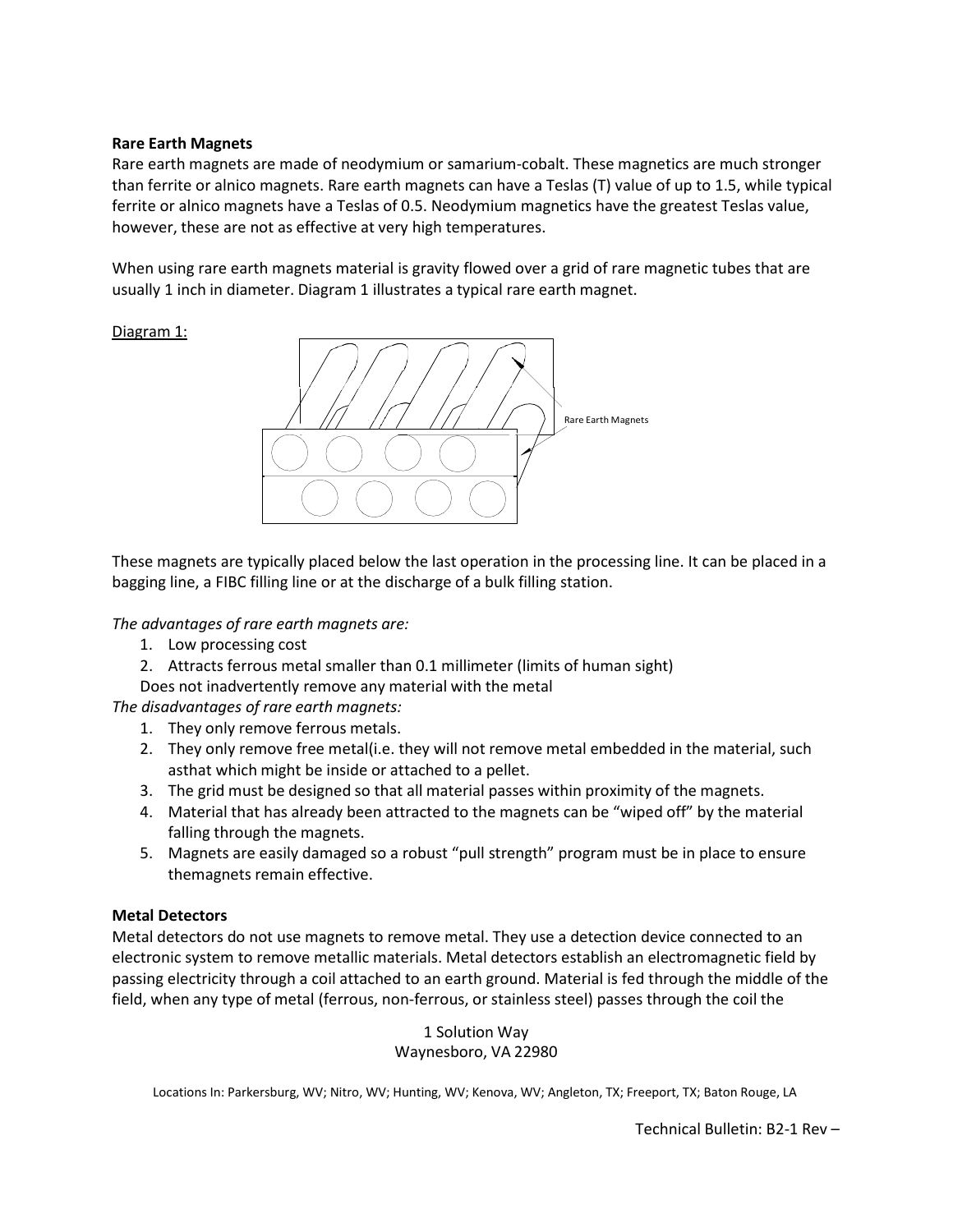**Rare Earth Magnets**

Rare earth magnets are made of neodymium or samarium-cobalt. These magnetics are much stronger than ferrite or alnico magnets. Rare earth magnets can have a Teslas (T) value of up to 1.5, while typical ferrite or alnico magnets have a Teslas of 0.5. Neodymium magnetics have the greatest Teslas value, however, these are not as effective at very high temperatures.

When using rare earth magnets material is gravity flowed over a grid of rare magnetic tubes that are usually 1 inch in diameter. Diagram 1 illustrates a typical rare earth magnet.

Diagram 1:

Rare Earth Magnets

These magnets are typically placed below the last operation in the processing line. It can be placed in a bagging line, a FIBC filling line or at the discharge of a bulk filling station.

*The advantages of rare earth magnets are:*

1. Low processing cost
2. Attracts ferrous metal smaller than 0.1 millimeter (limits of human sight)

Does not inadvertently remove any material with the metal

*The disadvantages of rare earth magnets:*

1. They only remove ferrous metals.
2. They only remove free metal(i.e. they will not remove metal embedded in the material, such asthat which might be inside or attached to a pellet.
3. The grid must be designed so that all material passes within proximity of the magnets.
4. Material that has already been attracted to the magnets can be "wiped off" by the material falling through the magnets.
5. Magnets are easily damaged so a robust "pull strength" program must be in place to ensure themagnets remain effective.

**Metal Detectors**

Metal detectors do not use magnets to remove metal. They use a detection device connected to an electronic system to remove metallic materials. Metal detectors establish an electromagnetic field by passing electricity through a coil attached to an earth ground. Material is fed through the middle of the field, when any type of metal (ferrous, non-ferrous, or stainless steel) passes through the coil the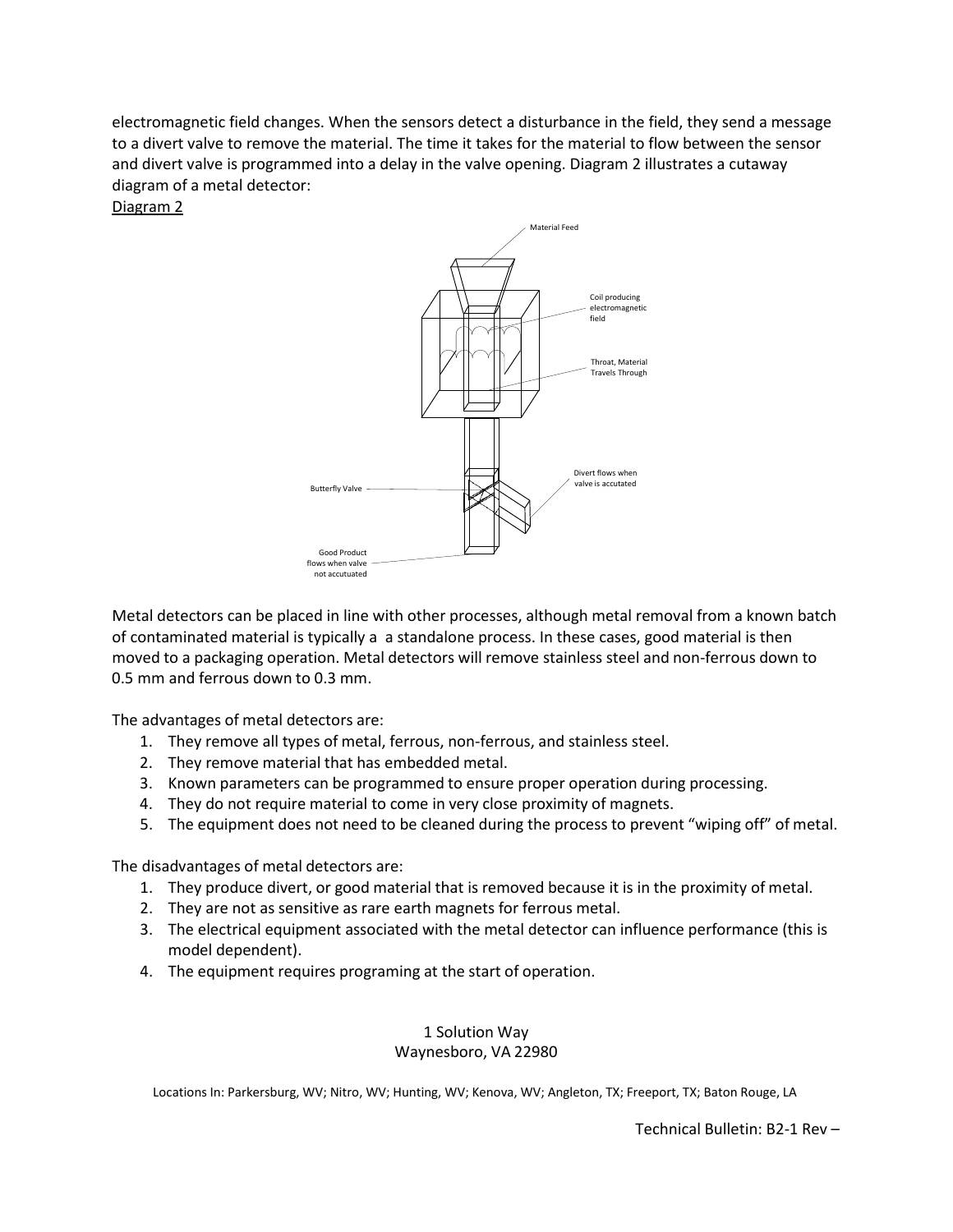electromagnetic field changes. When the sensors detect a disturbance in the field, they send a message to a divert valve to remove the material. The time it takes for the material to flow between the sensor and divert valve is programmed into a delay in the valve opening. Diagram 2 illustrates a cutaway diagram of a metal detector:

Diagram 2

Material Feed

Coil producing electromagnetic field

Throat, Material Travels Through

Divert flows when valve is accutated

Butterfly Valve

Good Product flows when valve not accutuated

Metal detectors can be placed in line with other processes, although metal removal from a known batch of contaminated material is typically a a standalone process. In these cases, good material is then moved to a packaging operation. Metal detectors will remove stainless steel and non-ferrous down to 0.5 mm and ferrous down to 0.3 mm.

The advantages of metal detectors are:

1. They remove all types of metal, ferrous, non-ferrous, and stainless steel.
2. They remove material that has embedded metal.
3. Known parameters can be programmed to ensure proper operation during processing.
4. They do not require material to come in very close proximity of magnets.
5. The equipment does not need to be cleaned during the process to prevent "wiping off" of metal.

The disadvantages of metal detectors are:

1. They produce divert, or good material that is removed because it is in the proximity of metal.
2. They are not as sensitive as rare earth magnets for ferrous metal.
3. The electrical equipment associated with the metal detector can influence performance (this is model dependent).
4. The equipment requires programing at the start of operation.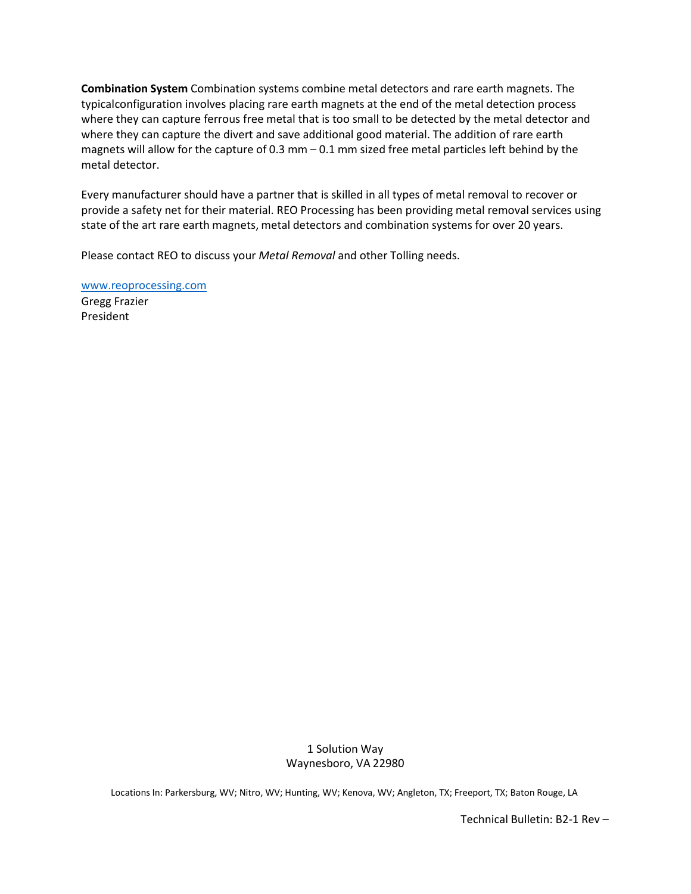**Combination System** Combination systems combine metal detectors and rare earth magnets. The typicalconfiguration involves placing rare earth magnets at the end of the metal detection process where they can capture ferrous free metal that is too small to be detected by the metal detector and where they can capture the divert and save additional good material. The addition of rare earth magnets will allow for the capture of 0.3 mm – 0.1 mm sized free metal particles left behind by the metal detector.

Every manufacturer should have a partner that is skilled in all types of metal removal to recover or provide a safety net for their material. REO Processing has been providing metal removal services using state of the art rare earth magnets, metal detectors and combination systems for over 20 years.

Please contact REO to discuss your *Metal Removal* and other Tolling needs.

www.reoprocessing.com
Gregg Frazier
President

1 Solution Way
Waynesboro, VA 22980

Locations In: Parkersburg, WV; Nitro, WV; Hunting, WV; Kenova, WV; Angleton, TX; Freeport, TX; Baton Rouge, LA

Technical Bulletin: B2-1 Rev –